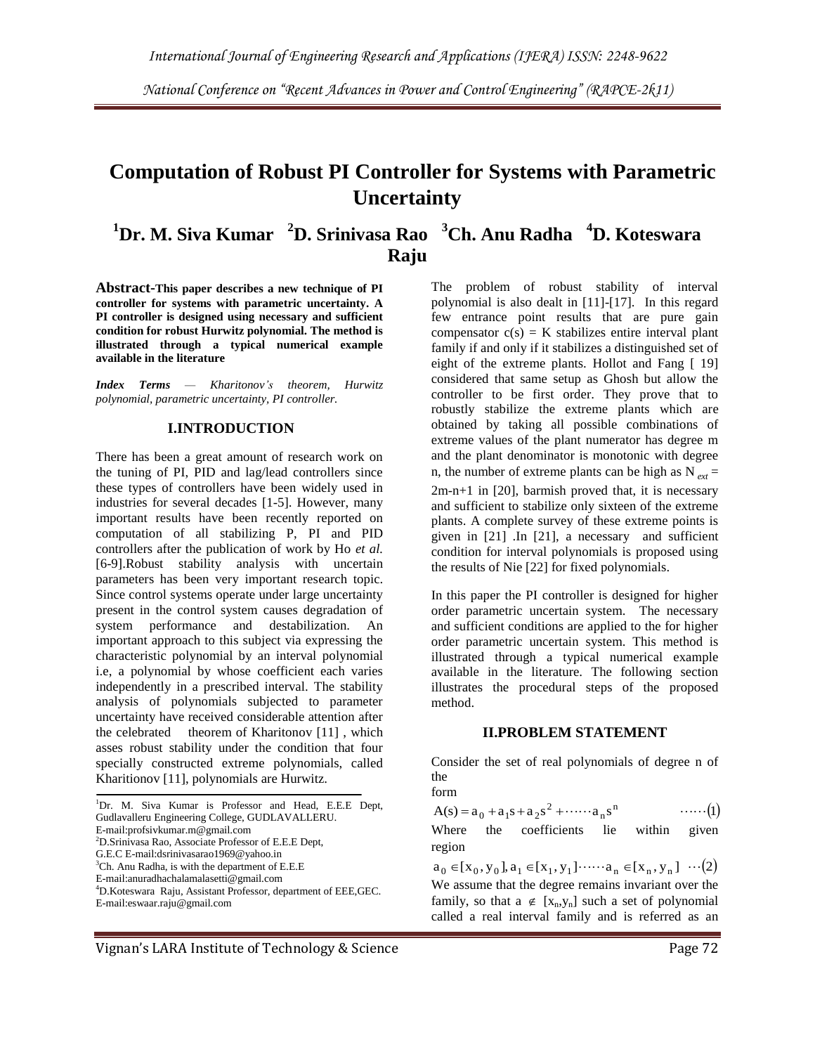# Computation of Robust PI Controller for Systems with Parametric Uncertainty

**[1]Dr. M. Siva Kumar [2]D. Srinivasa Rao [3]Ch. Anu Radha [4]D. Koteswara Raju**

**Abstract-This paper describes a new technique of PI controller for systems with parametric uncertainty. A PI controller is designed using necessary and sufficient condition for robust Hurwitz polynomial. The method is illustrated through a typical numerical example available in the literature**

***Index Terms*** *— Kharitonov's theorem, Hurwitz polynomial, parametric uncertainty, PI controller.*

## I.INTRODUCTION

There has been a great amount of research work on the tuning of PI, PID and lag/lead controllers since these types of controllers have been widely used in industries for several decades [1-5]. However, many important results have been recently reported on computation of all stabilizing P, PI and PID controllers after the publication of work by Ho *et al.* [6-9].Robust stability analysis with uncertain parameters has been very important research topic. Since control systems operate under large uncertainty present in the control system causes degradation of system performance and destabilization. An important approach to this subject via expressing the characteristic polynomial by an interval polynomial i.e, a polynomial by whose coefficient each varies independently in a prescribed interval. The stability analysis of polynomials subjected to parameter uncertainty have received considerable attention after the celebrated theorem of Kharitonov [11] , which asses robust stability under the condition that four specially constructed extreme polynomials, called Kharitionov [11], polynomials are Hurwitz.

The problem of robust stability of interval polynomial is also dealt in [11]-[17]. In this regard few entrance point results that are pure gain compensator c(s) = K stabilizes entire interval plant family if and only if it stabilizes a distinguished set of eight of the extreme plants. Hollot and Fang [ 19] considered that same setup as Ghosh but allow the controller to be first order. They prove that to robustly stabilize the extreme plants which are obtained by taking all possible combinations of extreme values of the plant numerator has degree m and the plant denominator is monotonic with degree n, the number of extreme plants can be high as $N_{ext}$ = 2m-n+1 in [20], barmish proved that, it is necessary and sufficient to stabilize only sixteen of the extreme plants. A complete survey of these extreme points is given in [21] .In [21], a necessary and sufficient condition for interval polynomials is proposed using the results of Nie [22] for fixed polynomials.

In this paper the PI controller is designed for higher order parametric uncertain system. The necessary and sufficient conditions are applied to the for higher order parametric uncertain system. This method is illustrated through a typical numerical example available in the literature. The following section illustrates the procedural steps of the proposed method.

## II.PROBLEM STATEMENT

Consider the set of real polynomials of degree n of the form

$$A(s) = a_0 + a_1 s + a_2 s^2 + \cdots\cdots a_n s^n \qquad \cdots\cdots(1)$$

Where the coefficients lie within given region

$$a_0 \in [x_0, y_0], a_1 \in [x_1, y_1] \cdots\cdots a_n \in [x_n, y_n] \quad \cdots(2)$$

We assume that the degree remains invariant over the family, so that a $\notin$ $[x_n, y_n]$ such a set of polynomial called a real interval family and is referred as an

---

[1]Dr. M. Siva Kumar is Professor and Head, E.E.E Dept, Gudlavalleru Engineering College, GUDLAVALLERU. E-mail:profsivkumar.m@gmail.com

[2]D.Srinivasa Rao, Associate Professor of E.E.E Dept, G.E.C E-mail:dsrinivasarao1969@yahoo.in

[3]Ch. Anu Radha, is with the department of E.E.E E-mail:anuradhachalamalasetti@gmail.com

[4]D.Koteswara Raju, Assistant Professor, department of EEE,GEC. E-mail:eswaar.raju@gmail.com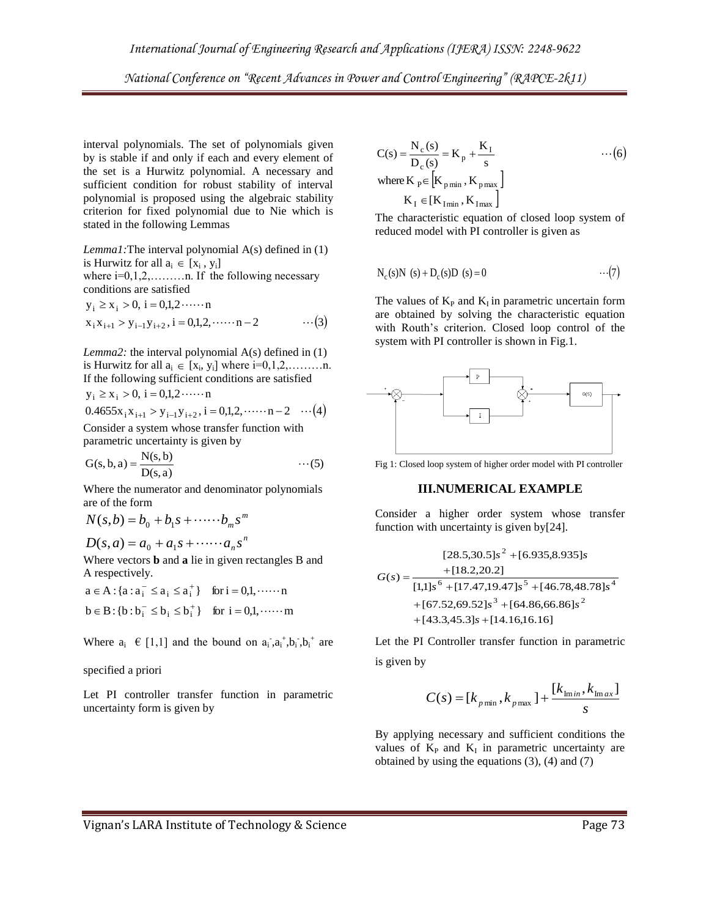interval polynomials. The set of polynomials given by is stable if and only if each and every element of the set is a Hurwitz polynomial. A necessary and sufficient condition for robust stability of interval polynomial is proposed using the algebraic stability criterion for fixed polynomial due to Nie which is stated in the following Lemmas

*Lemma1:* The interval polynomial A(s) defined in (1) is Hurwitz for all $a_i \in [x_i, y_i]$ where i=0,1,2,………n. If the following necessary conditions are satisfied

$$y_i \geq x_i > 0,\ i = 0,1,2 \cdots\cdots n$$
$$x_i x_{i+1} > y_{i-1} y_{i+2},\ i = 0,1,2, \cdots\cdots n-2 \qquad \cdots(3)$$

*Lemma2:* the interval polynomial A(s) defined in (1) is Hurwitz for all $a_i \in [x_i, y_i]$ where i=0,1,2,………n. If the following sufficient conditions are satisfied

$$y_i \geq x_i > 0,\ i = 0,1,2 \cdots\cdots n$$
$$0.4655 x_i x_{i+1} > y_{i-1} y_{i+2},\ i = 0,1,2, \cdots\cdots n-2 \quad \cdots(4)$$

Consider a system whose transfer function with parametric uncertainty is given by

$$G(s,b,a) = \frac{N(s,b)}{D(s,a)} \qquad \cdots(5)$$

Where the numerator and denominator polynomials are of the form

$$N(s,b) = b_0 + b_1 s + \cdots\cdots b_m s^m$$
$$D(s,a) = a_0 + a_1 s + \cdots\cdots a_n s^n$$

Where vectors **b** and **a** lie in given rectangles B and A respectively.

$$a \in A : \{a : a_i^- \leq a_i \leq a_i^+\} \quad \text{for } i = 0,1, \cdots\cdots n$$
$$b \in B : \{b : b_i^- \leq b_i \leq b_i^+\} \quad \text{for } i = 0,1, \cdots\cdots m$$

Where $a_i \in [1,1]$ and the bound on $a_i^-, a_i^+, b_i^-, b_i^+$ are specified a priori

Let PI controller transfer function in parametric uncertainty form is given by

$$C(s) = \frac{N_c(s)}{D_c(s)} = K_p + \frac{K_I}{s} \qquad \cdots(6)$$
$$\text{where } K_p \in [K_{p\min}, K_{p\max}]$$
$$K_I \in [K_{I\min}, K_{I\max}]$$

The characteristic equation of closed loop system of reduced model with PI controller is given as

$$N_c(s)N(s) + D_c(s)D(s) = 0 \qquad \cdots(7)$$

The values of $K_P$ and $K_I$ in parametric uncertain form are obtained by solving the characteristic equation with Routh's criterion. Closed loop control of the system with PI controller is shown in Fig.1.

Fig 1: Closed loop system of higher order model with PI controller

## III.NUMERICAL EXAMPLE

Consider a higher order system whose transfer function with uncertainty is given by[24].

$$G(s) = \frac{[28.5,30.5]s^2 + [6.935,8.935]s + [18.2,20.2]}{[1,1]s^6 + [17.47,19.47]s^5 + [46.78,48.78]s^4 + [67.52,69.52]s^3 + [64.86,66.86]s^2 + [43.3,45.3]s + [14.16,16.16]}$$

Let the PI Controller transfer function in parametric is given by

$$C(s) = [k_{p\min}, k_{p\max}] + \frac{[k_{\mathrm{Im}in}, k_{\mathrm{Im}ax}]}{s}$$

By applying necessary and sufficient conditions the values of $K_P$ and $K_I$ in parametric uncertainty are obtained by using the equations (3), (4) and (7)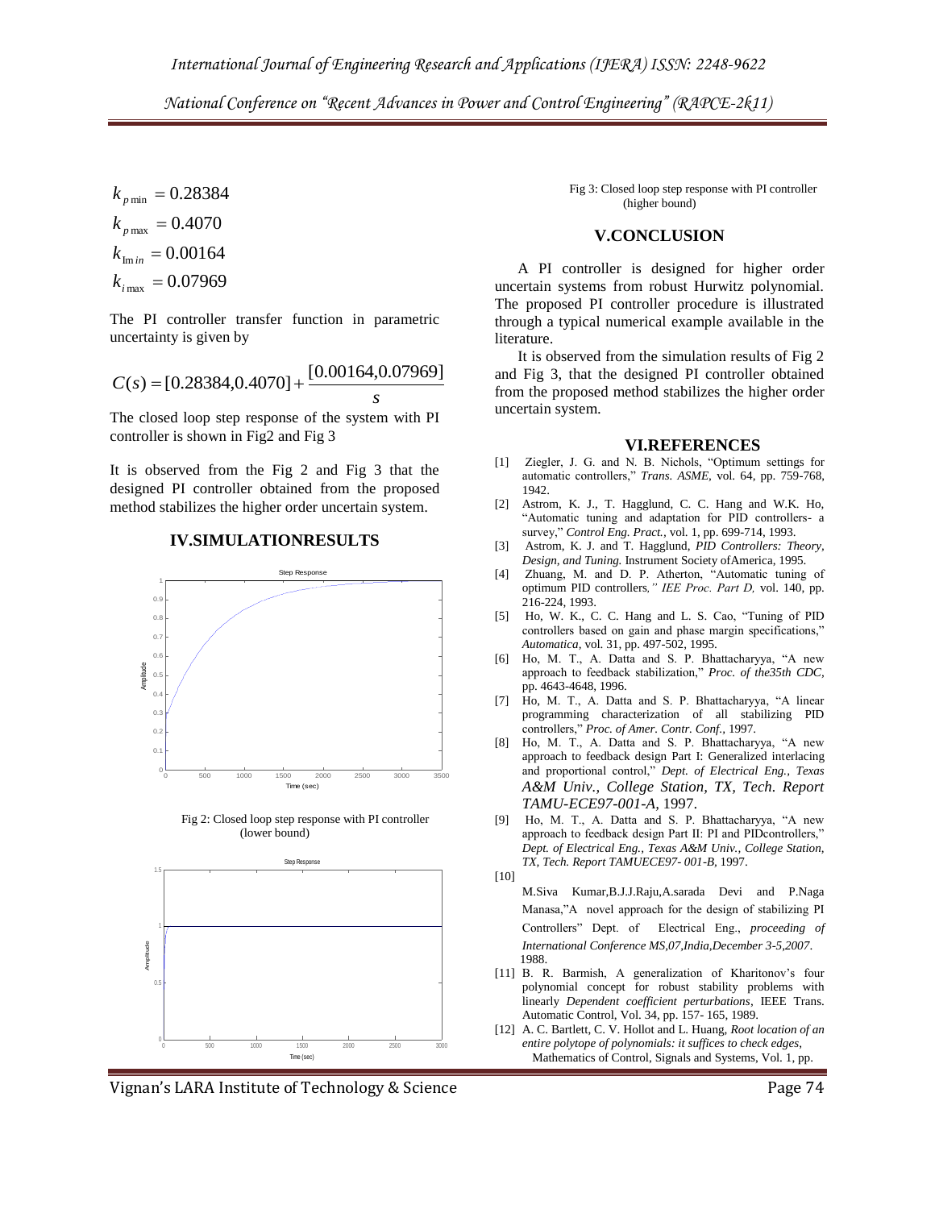$$k_{p\min} = 0.28384$$
$$k_{p\max} = 0.4070$$
$$k_{\mathrm{Im}in} = 0.00164$$
$$k_{i\max} = 0.07969$$

The PI controller transfer function in parametric uncertainty is given by

$$C(s) = [0.28384, 0.4070] + \frac{[0.00164, 0.07969]}{s}$$

The closed loop step response of the system with PI controller is shown in Fig2 and Fig 3

It is observed from the Fig 2 and Fig 3 that the designed PI controller obtained from the proposed method stabilizes the higher order uncertain system.

## IV.SIMULATIONRESULTS

Fig 2: Closed loop step response with PI controller (lower bound)

Fig 3: Closed loop step response with PI controller (higher bound)

## V.CONCLUSION

A PI controller is designed for higher order uncertain systems from robust Hurwitz polynomial. The proposed PI controller procedure is illustrated through a typical numerical example available in the literature.

It is observed from the simulation results of Fig 2 and Fig 3, that the designed PI controller obtained from the proposed method stabilizes the higher order uncertain system.

## VI.REFERENCES

[1] Ziegler, J. G. and N. B. Nichols, "Optimum settings for automatic controllers," *Trans. ASME*, vol. 64, pp. 759-768, 1942.

[2] Astrom, K. J., T. Hagglund, C. C. Hang and W.K. Ho, "Automatic tuning and adaptation for PID controllers- a survey," *Control Eng. Pract.*, vol. 1, pp. 699-714, 1993.

[3] Astrom, K. J. and T. Hagglund, *PID Controllers: Theory, Design, and Tuning.* Instrument Society ofAmerica, 1995.

[4] Zhuang, M. and D. P. Atherton, "Automatic tuning of optimum PID controllers*," IEE Proc. Part D,* vol. 140, pp. 216-224, 1993.

[5] Ho, W. K., C. C. Hang and L. S. Cao, "Tuning of PID controllers based on gain and phase margin specifications," *Automatica*, vol. 31, pp. 497-502, 1995.

[6] Ho, M. T., A. Datta and S. P. Bhattacharyya, "A new approach to feedback stabilization," *Proc. of the35th CDC*, pp. 4643-4648, 1996.

[7] Ho, M. T., A. Datta and S. P. Bhattacharyya, "A linear programming characterization of all stabilizing PID controllers," *Proc. of Amer. Contr. Conf.*, 1997.

[8] Ho, M. T., A. Datta and S. P. Bhattacharyya, "A new approach to feedback design Part I: Generalized interlacing and proportional control," *Dept. of Electrical Eng., Texas A&M Univ., College Station, TX, Tech. Report TAMU-ECE97-001-A*, 1997.

[9] Ho, M. T., A. Datta and S. P. Bhattacharyya, "A new approach to feedback design Part II: PI and PIDcontrollers," *Dept. of Electrical Eng., Texas A&M Univ., College Station, TX, Tech. Report TAMUECE97- 001-B,* 1997.

[10] M.Siva Kumar,B.J.J.Raju,A.sarada Devi and P.Naga Manasa,"A novel approach for the design of stabilizing PI Controllers" Dept. of Electrical Eng., *proceeding of International Conference MS,07,India,December 3-5,2007*. 1988.

[11] B. R. Barmish, A generalization of Kharitonov's four polynomial concept for robust stability problems with linearly *Dependent coefficient perturbations*, IEEE Trans. Automatic Control, Vol. 34, pp. 157- 165, 1989.

[12] A. C. Bartlett, C. V. Hollot and L. Huang, *Root location of an entire polytope of polynomials: it suffices to check edges*, Mathematics of Control, Signals and Systems, Vol. 1, pp.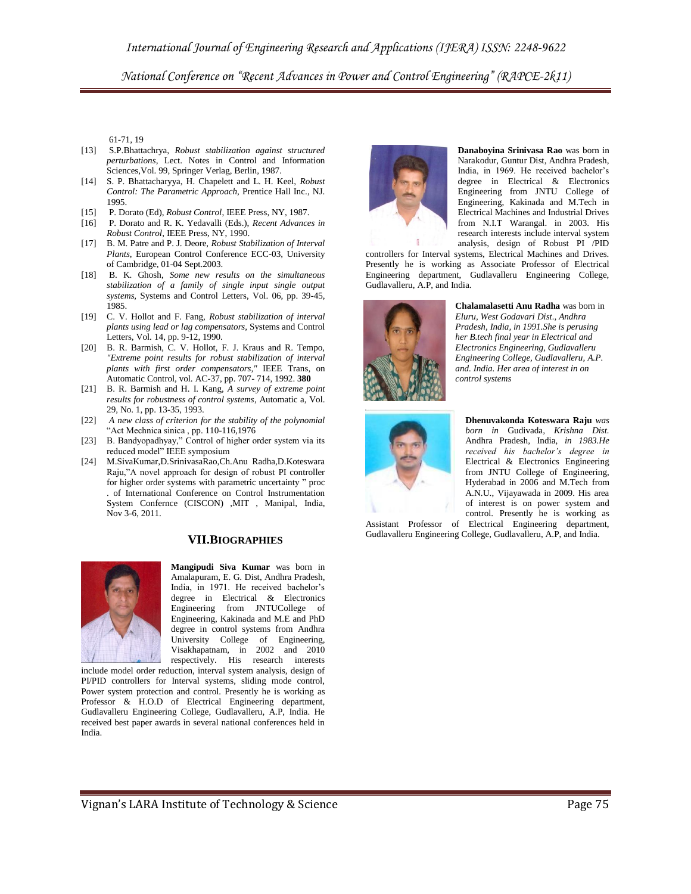61-71, 19

[13] S.P.Bhattachrya, *Robust stabilization against structured perturbations*, Lect. Notes in Control and Information Sciences,Vol. 99, Springer Verlag, Berlin, 1987.

[14] S. P. Bhattacharyya, H. Chapelett and L. H. Keel, *Robust Control: The Parametric Approach*, Prentice Hall Inc., NJ. 1995.

[15] P. Dorato (Ed), *Robust Control*, IEEE Press, NY, 1987.

[16] P. Dorato and R. K. Yedavalli (Eds.), *Recent Advances in Robust Control*, IEEE Press, NY, 1990.

[17] B. M. Patre and P. J. Deore, *Robust Stabilization of Interval Plants*, European Control Conference ECC-03, University of Cambridge, 01-04 Sept.2003.

[18] B. K. Ghosh, *Some new results on the simultaneous stabilization of a family of single input single output systems*, Systems and Control Letters, Vol. 06, pp. 39-45, 1985.

[19] C. V. Hollot and F. Fang, *Robust stabilization of interval plants using lead or lag compensators*, Systems and Control Letters, Vol. 14, pp. 9-12, 1990.

[20] B. R. Barmish, C. V. Hollot, F. J. Kraus and R. Tempo, *"Extreme point results for robust stabilization of interval plants with first order compensators,"* IEEE Trans, on Automatic Control, vol. AC-37, pp. 707- 714, 1992. **380**

[21] B. R. Barmish and H. I. Kang, *A survey of extreme point results for robustness of control systems*, Automatic a, Vol. 29, No. 1, pp. 13-35, 1993.

[22] *A new class of criterion for the stability of the polynomial* "Act Mechnica sinica , pp. 110-116,1976

[23] B. Bandyopadhyay," Control of higher order system via its reduced model" IEEE symposium

[24] M.SivaKumar,D.SrinivasaRao,Ch.Anu Radha,D.Koteswara Raju,"A novel approach for design of robust PI controller for higher order systems with parametric uncertainty " proc . of International Conference on Control Instrumentation System Confernce (CISCON) ,MIT , Manipal, India, Nov 3-6, 2011.

## VII.BIOGRAPHIES

**Mangipudi Siva Kumar** was born in Amalapuram, E. G. Dist, Andhra Pradesh, India, in 1971. He received bachelor's degree in Electrical & Electronics Engineering from JNTUCollege of Engineering, Kakinada and M.E and PhD degree in control systems from Andhra University College of Engineering, Visakhapatnam, in 2002 and 2010 respectively. His research interests include model order reduction, interval system analysis, design of PI/PID controllers for Interval systems, sliding mode control, Power system protection and control. Presently he is working as Professor & H.O.D of Electrical Engineering department, Gudlavalleru Engineering College, Gudlavalleru, A.P, India. He received best paper awards in several national conferences held in India.

**Danaboyina Srinivasa Rao** was born in Narakodur, Guntur Dist, Andhra Pradesh, India, in 1969. He received bachelor's degree in Electrical & Electronics Engineering from JNTU College of Engineering, Kakinada and M.Tech in Electrical Machines and Industrial Drives from N.I.T Warangal. in 2003. His research interests include interval system analysis, design of Robust PI /PID controllers for Interval systems, Electrical Machines and Drives. Presently he is working as Associate Professor of Electrical Engineering department, Gudlavalleru Engineering College, Gudlavalleru, A.P, and India.

**Chalamalasetti Anu Radha** was born in *Eluru, West Godavari Dist., Andhra Pradesh, India, in 1991.She is perusing her B.tech final year in Electrical and Electronics Engineering, Gudlavalleru Engineering College, Gudlavalleru, A.P. and. India. Her area of interest in on control systems*

**Dhenuvakonda Koteswara Raju** *was born in* Gudivada, *Krishna Dist.* Andhra Pradesh, India, *in 1983.He received his bachelor's degree in* Electrical & Electronics Engineering from JNTU College of Engineering, Hyderabad in 2006 and M.Tech from A.N.U., Vijayawada in 2009. His area of interest is on power system and control. Presently he is working as Assistant Professor of Electrical Engineering department, Gudlavalleru Engineering College, Gudlavalleru, A.P, and India.